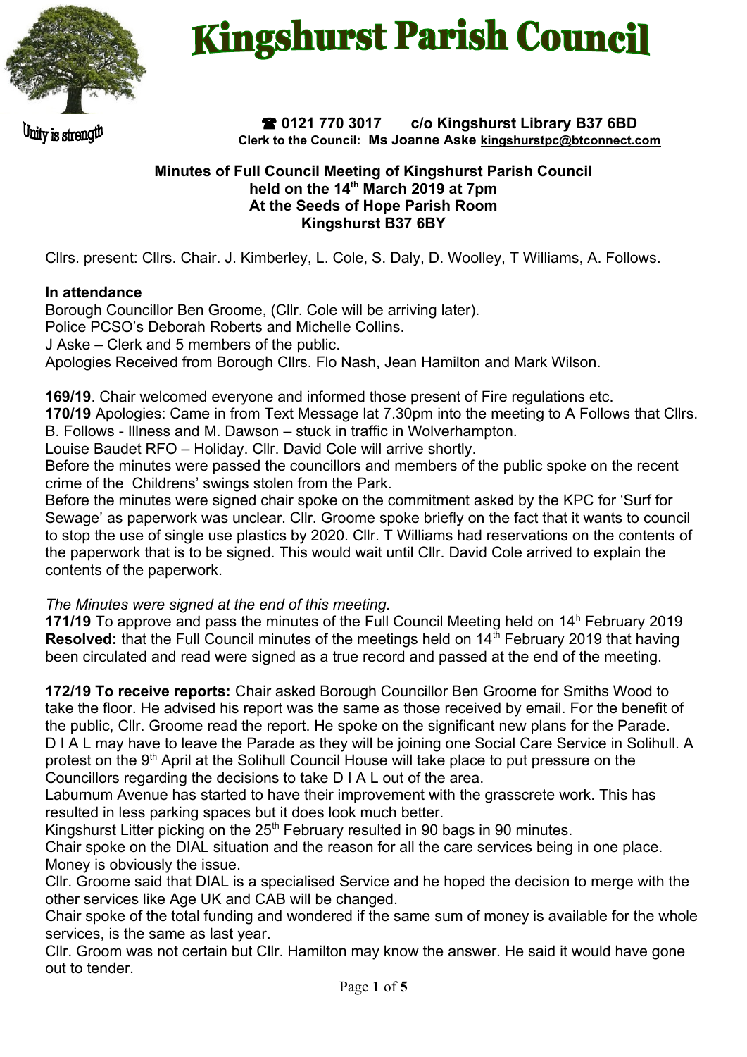# Kingshurst Parish Council

Unity is strength

☎ 0121 770 3017 c/o Kingshurst Library B37 6BD
**Clerk to the Council: Ms Joanne Aske kingshurstpc@btconnect.com**

**Minutes of Full Council Meeting of Kingshurst Parish Council held on the 14th March 2019 at 7pm At the Seeds of Hope Parish Room Kingshurst B37 6BY**

Cllrs. present: Cllrs. Chair. J. Kimberley, L. Cole, S. Daly, D. Woolley, T Williams, A. Follows.

**In attendance**
Borough Councillor Ben Groome, (Cllr. Cole will be arriving later).
Police PCSO's Deborah Roberts and Michelle Collins.
J Aske – Clerk and 5 members of the public.
Apologies Received from Borough Cllrs. Flo Nash, Jean Hamilton and Mark Wilson.

**169/19**. Chair welcomed everyone and informed those present of Fire regulations etc.
**170/19** Apologies: Came in from Text Message lat 7.30pm into the meeting to A Follows that Cllrs. B. Follows - Illness and M. Dawson – stuck in traffic in Wolverhampton.
Louise Baudet RFO – Holiday. Cllr. David Cole will arrive shortly.
Before the minutes were passed the councillors and members of the public spoke on the recent crime of the Childrens' swings stolen from the Park.
Before the minutes were signed chair spoke on the commitment asked by the KPC for 'Surf for Sewage' as paperwork was unclear. Cllr. Groome spoke briefly on the fact that it wants to council to stop the use of single use plastics by 2020. Cllr. T Williams had reservations on the contents of the paperwork that is to be signed. This would wait until Cllr. David Cole arrived to explain the contents of the paperwork.

*The Minutes were signed at the end of this meeting.*
**171/19** To approve and pass the minutes of the Full Council Meeting held on 14h February 2019
**Resolved:** that the Full Council minutes of the meetings held on 14th February 2019 that having been circulated and read were signed as a true record and passed at the end of the meeting.

**172/19 To receive reports:** Chair asked Borough Councillor Ben Groome for Smiths Wood to take the floor. He advised his report was the same as those received by email. For the benefit of the public, Cllr. Groome read the report. He spoke on the significant new plans for the Parade. D I A L may have to leave the Parade as they will be joining one Social Care Service in Solihull. A protest on the 9th April at the Solihull Council House will take place to put pressure on the Councillors regarding the decisions to take D I A L out of the area.
Laburnum Avenue has started to have their improvement with the grasscrete work. This has resulted in less parking spaces but it does look much better.
Kingshurst Litter picking on the 25th February resulted in 90 bags in 90 minutes.
Chair spoke on the DIAL situation and the reason for all the care services being in one place. Money is obviously the issue.
Cllr. Groome said that DIAL is a specialised Service and he hoped the decision to merge with the other services like Age UK and CAB will be changed.
Chair spoke of the total funding and wondered if the same sum of money is available for the whole services, is the same as last year.
Cllr. Groom was not certain but Cllr. Hamilton may know the answer. He said it would have gone out to tender.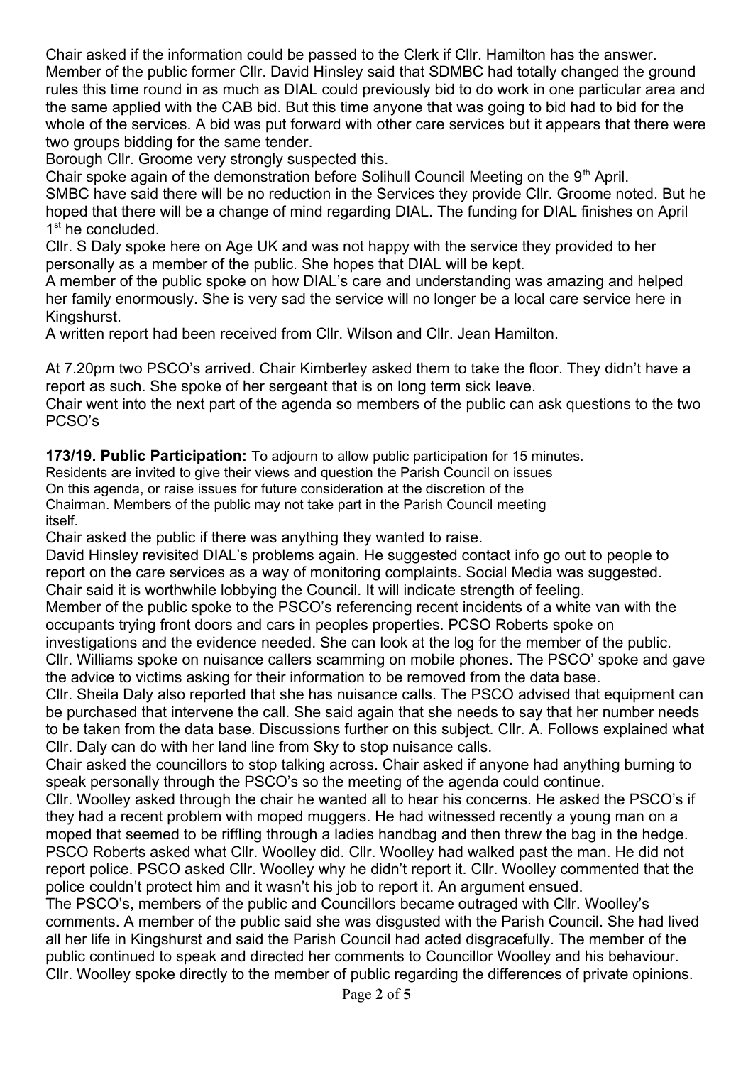Chair asked if the information could be passed to the Clerk if Cllr. Hamilton has the answer.
Member of the public former Cllr. David Hinsley said that SDMBC had totally changed the ground rules this time round in as much as DIAL could previously bid to do work in one particular area and the same applied with the CAB bid. But this time anyone that was going to bid had to bid for the whole of the services. A bid was put forward with other care services but it appears that there were two groups bidding for the same tender.
Borough Cllr. Groome very strongly suspected this.
Chair spoke again of the demonstration before Solihull Council Meeting on the 9th April.
SMBC have said there will be no reduction in the Services they provide Cllr. Groome noted. But he hoped that there will be a change of mind regarding DIAL. The funding for DIAL finishes on April 1st he concluded.
Cllr. S Daly spoke here on Age UK and was not happy with the service they provided to her personally as a member of the public. She hopes that DIAL will be kept.
A member of the public spoke on how DIAL's care and understanding was amazing and helped her family enormously. She is very sad the service will no longer be a local care service here in Kingshurst.
A written report had been received from Cllr. Wilson and Cllr. Jean Hamilton.

At 7.20pm two PSCO's arrived. Chair Kimberley asked them to take the floor. They didn't have a report as such. She spoke of her sergeant that is on long term sick leave.
Chair went into the next part of the agenda so members of the public can ask questions to the two PCSO's

**173/19. Public Participation:** To adjourn to allow public participation for 15 minutes.
Residents are invited to give their views and question the Parish Council on issues
On this agenda, or raise issues for future consideration at the discretion of the
Chairman. Members of the public may not take part in the Parish Council meeting
itself.
Chair asked the public if there was anything they wanted to raise.
David Hinsley revisited DIAL's problems again. He suggested contact info go out to people to report on the care services as a way of monitoring complaints. Social Media was suggested.
Chair said it is worthwhile lobbying the Council. It will indicate strength of feeling.
Member of the public spoke to the PSCO's referencing recent incidents of a white van with the occupants trying front doors and cars in peoples properties. PCSO Roberts spoke on investigations and the evidence needed. She can look at the log for the member of the public.
Cllr. Williams spoke on nuisance callers scamming on mobile phones. The PSCO' spoke and gave the advice to victims asking for their information to be removed from the data base.
Cllr. Sheila Daly also reported that she has nuisance calls. The PSCO advised that equipment can be purchased that intervene the call. She said again that she needs to say that her number needs to be taken from the data base. Discussions further on this subject. Cllr. A. Follows explained what Cllr. Daly can do with her land line from Sky to stop nuisance calls.
Chair asked the councillors to stop talking across. Chair asked if anyone had anything burning to speak personally through the PSCO's so the meeting of the agenda could continue.
Cllr. Woolley asked through the chair he wanted all to hear his concerns. He asked the PSCO's if they had a recent problem with moped muggers. He had witnessed recently a young man on a moped that seemed to be riffling through a ladies handbag and then threw the bag in the hedge. PSCO Roberts asked what Cllr. Woolley did. Cllr. Woolley had walked past the man. He did not report police. PSCO asked Cllr. Woolley why he didn't report it. Cllr. Woolley commented that the police couldn't protect him and it wasn't his job to report it. An argument ensued.
The PSCO's, members of the public and Councillors became outraged with Cllr. Woolley's comments. A member of the public said she was disgusted with the Parish Council. She had lived all her life in Kingshurst and said the Parish Council had acted disgracefully. The member of the public continued to speak and directed her comments to Councillor Woolley and his behaviour.
Cllr. Woolley spoke directly to the member of public regarding the differences of private opinions.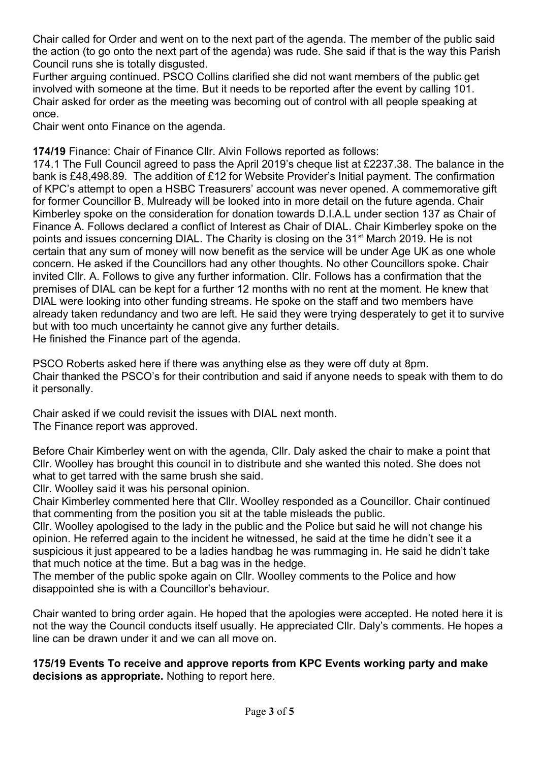Chair called for Order and went on to the next part of the agenda. The member of the public said the action (to go onto the next part of the agenda) was rude. She said if that is the way this Parish Council runs she is totally disgusted.

Further arguing continued. PSCO Collins clarified she did not want members of the public get involved with someone at the time. But it needs to be reported after the event by calling 101. Chair asked for order as the meeting was becoming out of control with all people speaking at once.

Chair went onto Finance on the agenda.

**174/19** Finance: Chair of Finance Cllr. Alvin Follows reported as follows:

174.1 The Full Council agreed to pass the April 2019's cheque list at £2237.38. The balance in the bank is £48,498.89. The addition of £12 for Website Provider's Initial payment. The confirmation of KPC's attempt to open a HSBC Treasurers' account was never opened. A commemorative gift for former Councillor B. Mulready will be looked into in more detail on the future agenda. Chair Kimberley spoke on the consideration for donation towards D.I.A.L under section 137 as Chair of Finance A. Follows declared a conflict of Interest as Chair of DIAL. Chair Kimberley spoke on the points and issues concerning DIAL. The Charity is closing on the 31st March 2019. He is not certain that any sum of money will now benefit as the service will be under Age UK as one whole concern. He asked if the Councillors had any other thoughts. No other Councillors spoke. Chair invited Cllr. A. Follows to give any further information. Cllr. Follows has a confirmation that the premises of DIAL can be kept for a further 12 months with no rent at the moment. He knew that DIAL were looking into other funding streams. He spoke on the staff and two members have already taken redundancy and two are left. He said they were trying desperately to get it to survive but with too much uncertainty he cannot give any further details.

He finished the Finance part of the agenda.

PSCO Roberts asked here if there was anything else as they were off duty at 8pm.

Chair thanked the PSCO's for their contribution and said if anyone needs to speak with them to do it personally.

Chair asked if we could revisit the issues with DIAL next month.

The Finance report was approved.

Before Chair Kimberley went on with the agenda, Cllr. Daly asked the chair to make a point that Cllr. Woolley has brought this council in to distribute and she wanted this noted. She does not what to get tarred with the same brush she said.

Cllr. Woolley said it was his personal opinion.

Chair Kimberley commented here that Cllr. Woolley responded as a Councillor. Chair continued that commenting from the position you sit at the table misleads the public.

Cllr. Woolley apologised to the lady in the public and the Police but said he will not change his opinion. He referred again to the incident he witnessed, he said at the time he didn't see it a suspicious it just appeared to be a ladies handbag he was rummaging in. He said he didn't take that much notice at the time. But a bag was in the hedge.

The member of the public spoke again on Cllr. Woolley comments to the Police and how disappointed she is with a Councillor's behaviour.

Chair wanted to bring order again. He hoped that the apologies were accepted. He noted here it is not the way the Council conducts itself usually. He appreciated Cllr. Daly's comments. He hopes a line can be drawn under it and we can all move on.

**175/19 Events To receive and approve reports from KPC Events working party and make decisions as appropriate.** Nothing to report here.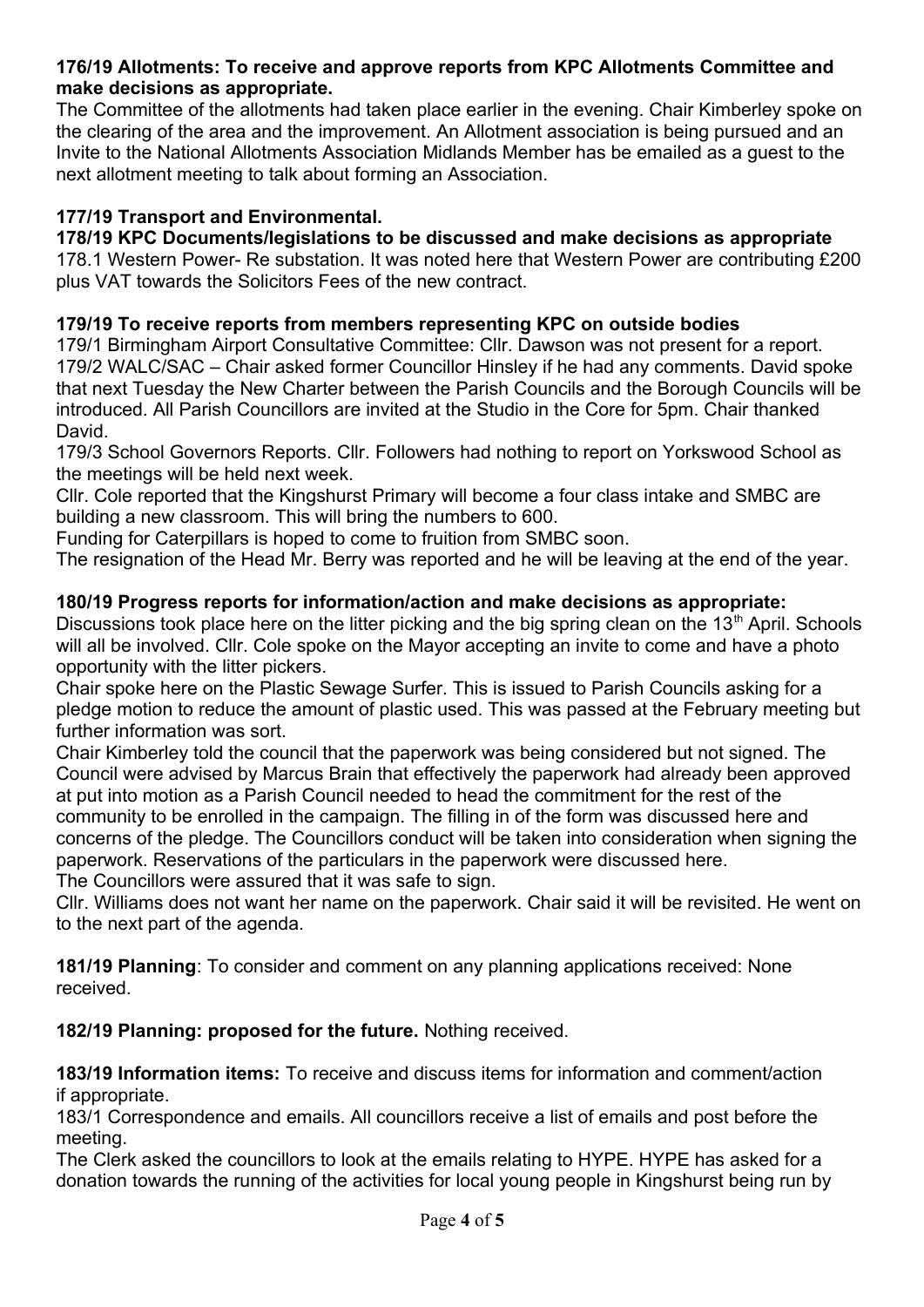**176/19 Allotments: To receive and approve reports from KPC Allotments Committee and make decisions as appropriate.**
The Committee of the allotments had taken place earlier in the evening. Chair Kimberley spoke on the clearing of the area and the improvement. An Allotment association is being pursued and an Invite to the National Allotments Association Midlands Member has be emailed as a guest to the next allotment meeting to talk about forming an Association.

**177/19 Transport and Environmental.**

**178/19 KPC Documents/legislations to be discussed and make decisions as appropriate**
178.1 Western Power- Re substation. It was noted here that Western Power are contributing £200 plus VAT towards the Solicitors Fees of the new contract.

**179/19 To receive reports from members representing KPC on outside bodies**
179/1 Birmingham Airport Consultative Committee: Cllr. Dawson was not present for a report.
179/2 WALC/SAC – Chair asked former Councillor Hinsley if he had any comments. David spoke that next Tuesday the New Charter between the Parish Councils and the Borough Councils will be introduced. All Parish Councillors are invited at the Studio in the Core for 5pm. Chair thanked David.
179/3 School Governors Reports. Cllr. Followers had nothing to report on Yorkswood School as the meetings will be held next week.
Cllr. Cole reported that the Kingshurst Primary will become a four class intake and SMBC are building a new classroom. This will bring the numbers to 600.
Funding for Caterpillars is hoped to come to fruition from SMBC soon.
The resignation of the Head Mr. Berry was reported and he will be leaving at the end of the year.

**180/19 Progress reports for information/action and make decisions as appropriate:**
Discussions took place here on the litter picking and the big spring clean on the 13th April. Schools will all be involved. Cllr. Cole spoke on the Mayor accepting an invite to come and have a photo opportunity with the litter pickers.
Chair spoke here on the Plastic Sewage Surfer. This is issued to Parish Councils asking for a pledge motion to reduce the amount of plastic used. This was passed at the February meeting but further information was sort.
Chair Kimberley told the council that the paperwork was being considered but not signed. The Council were advised by Marcus Brain that effectively the paperwork had already been approved at put into motion as a Parish Council needed to head the commitment for the rest of the community to be enrolled in the campaign. The filling in of the form was discussed here and concerns of the pledge. The Councillors conduct will be taken into consideration when signing the paperwork. Reservations of the particulars in the paperwork were discussed here.
The Councillors were assured that it was safe to sign.
Cllr. Williams does not want her name on the paperwork. Chair said it will be revisited. He went on to the next part of the agenda.

**181/19 Planning**: To consider and comment on any planning applications received: None received.

**182/19 Planning: proposed for the future.** Nothing received.

**183/19 Information items:** To receive and discuss items for information and comment/action if appropriate.
183/1 Correspondence and emails. All councillors receive a list of emails and post before the meeting.
The Clerk asked the councillors to look at the emails relating to HYPE. HYPE has asked for a donation towards the running of the activities for local young people in Kingshurst being run by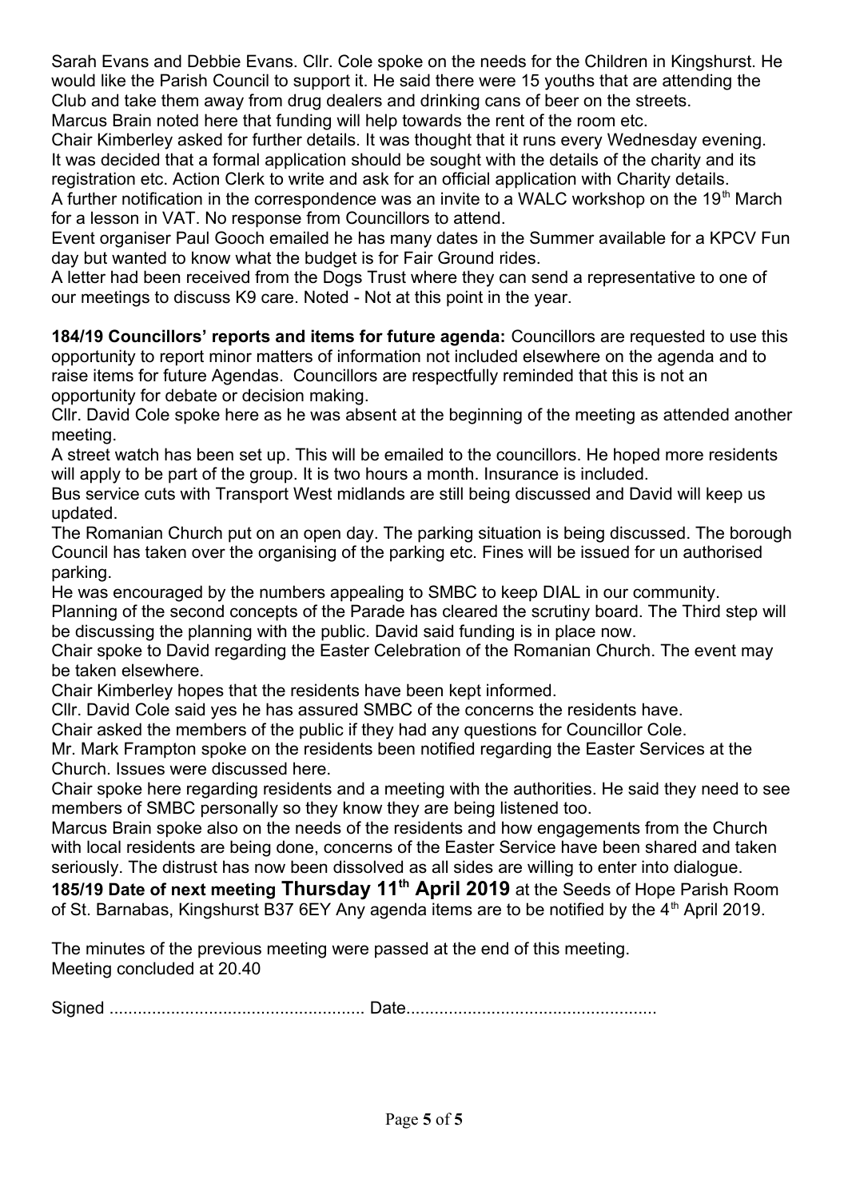Sarah Evans and Debbie Evans. Cllr. Cole spoke on the needs for the Children in Kingshurst. He would like the Parish Council to support it. He said there were 15 youths that are attending the Club and take them away from drug dealers and drinking cans of beer on the streets.
Marcus Brain noted here that funding will help towards the rent of the room etc.
Chair Kimberley asked for further details. It was thought that it runs every Wednesday evening. It was decided that a formal application should be sought with the details of the charity and its registration etc. Action Clerk to write and ask for an official application with Charity details.
A further notification in the correspondence was an invite to a WALC workshop on the 19th March for a lesson in VAT. No response from Councillors to attend.
Event organiser Paul Gooch emailed he has many dates in the Summer available for a KPCV Fun day but wanted to know what the budget is for Fair Ground rides.
A letter had been received from the Dogs Trust where they can send a representative to one of our meetings to discuss K9 care. Noted - Not at this point in the year.

**184/19 Councillors' reports and items for future agenda:** Councillors are requested to use this opportunity to report minor matters of information not included elsewhere on the agenda and to raise items for future Agendas. Councillors are respectfully reminded that this is not an opportunity for debate or decision making.
Cllr. David Cole spoke here as he was absent at the beginning of the meeting as attended another meeting.
A street watch has been set up. This will be emailed to the councillors. He hoped more residents will apply to be part of the group. It is two hours a month. Insurance is included.
Bus service cuts with Transport West midlands are still being discussed and David will keep us updated.
The Romanian Church put on an open day. The parking situation is being discussed. The borough Council has taken over the organising of the parking etc. Fines will be issued for un authorised parking.
He was encouraged by the numbers appealing to SMBC to keep DIAL in our community.
Planning of the second concepts of the Parade has cleared the scrutiny board. The Third step will be discussing the planning with the public. David said funding is in place now.
Chair spoke to David regarding the Easter Celebration of the Romanian Church. The event may be taken elsewhere.
Chair Kimberley hopes that the residents have been kept informed.
Cllr. David Cole said yes he has assured SMBC of the concerns the residents have.
Chair asked the members of the public if they had any questions for Councillor Cole.
Mr. Mark Frampton spoke on the residents been notified regarding the Easter Services at the Church. Issues were discussed here.
Chair spoke here regarding residents and a meeting with the authorities. He said they need to see members of SMBC personally so they know they are being listened too.
Marcus Brain spoke also on the needs of the residents and how engagements from the Church with local residents are being done, concerns of the Easter Service have been shared and taken seriously. The distrust has now been dissolved as all sides are willing to enter into dialogue.

**185/19 Date of next meeting Thursday 11th April 2019** at the Seeds of Hope Parish Room of St. Barnabas, Kingshurst B37 6EY Any agenda items are to be notified by the 4th April 2019.

The minutes of the previous meeting were passed at the end of this meeting.
Meeting concluded at 20.40

Signed ..................................................... Date....................................................